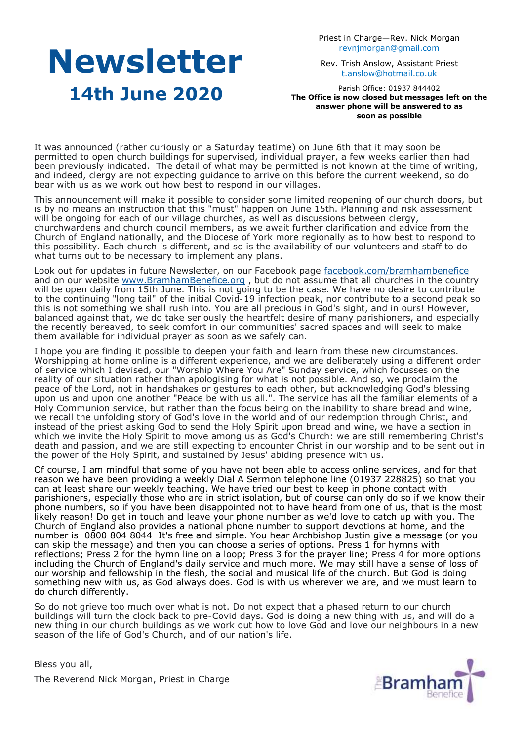# Newsletter

## 14th June 2020

Priest in Charge—Rev. Nick Morgan
revnjmorgan@gmail.com

Rev. Trish Anslow, Assistant Priest
t.anslow@hotmail.co.uk

Parish Office: 01937 844402
**The Office is now closed but messages left on the answer phone will be answered to as soon as possible**

It was announced (rather curiously on a Saturday teatime) on June 6th that it may soon be permitted to open church buildings for supervised, individual prayer, a few weeks earlier than had been previously indicated. The detail of what may be permitted is not known at the time of writing, and indeed, clergy are not expecting guidance to arrive on this before the current weekend, so do bear with us as we work out how best to respond in our villages.

This announcement will make it possible to consider some limited reopening of our church doors, but is by no means an instruction that this "must" happen on June 15th. Planning and risk assessment will be ongoing for each of our village churches, as well as discussions between clergy, churchwardens and church council members, as we await further clarification and advice from the Church of England nationally, and the Diocese of York more regionally as to how best to respond to this possibility. Each church is different, and so is the availability of our volunteers and staff to do what turns out to be necessary to implement any plans.

Look out for updates in future Newsletter, on our Facebook page [facebook.com/bramhambenefice](facebook.com/bramhambenefice) and on our website [www.BramhamBenefice.org](www.BramhamBenefice.org) , but do not assume that all churches in the country will be open daily from 15th June. This is not going to be the case. We have no desire to contribute to the continuing "long tail" of the initial Covid-19 infection peak, nor contribute to a second peak so this is not something we shall rush into. You are all precious in God's sight, and in ours! However, balanced against that, we do take seriously the heartfelt desire of many parishioners, and especially the recently bereaved, to seek comfort in our communities' sacred spaces and will seek to make them available for individual prayer as soon as we safely can.

I hope you are finding it possible to deepen your faith and learn from these new circumstances. Worshipping at home online is a different experience, and we are deliberately using a different order of service which I devised, our "Worship Where You Are" Sunday service, which focusses on the reality of our situation rather than apologising for what is not possible. And so, we proclaim the peace of the Lord, not in handshakes or gestures to each other, but acknowledging God's blessing upon us and upon one another "Peace be with us all.". The service has all the familiar elements of a Holy Communion service, but rather than the focus being on the inability to share bread and wine, we recall the unfolding story of God's love in the world and of our redemption through Christ, and instead of the priest asking God to send the Holy Spirit upon bread and wine, we have a section in which we invite the Holy Spirit to move among us as God's Church: we are still remembering Christ's death and passion, and we are still expecting to encounter Christ in our worship and to be sent out in the power of the Holy Spirit, and sustained by Jesus' abiding presence with us.

Of course, I am mindful that some of you have not been able to access online services, and for that reason we have been providing a weekly Dial A Sermon telephone line (01937 228825) so that you can at least share our weekly teaching. We have tried our best to keep in phone contact with parishioners, especially those who are in strict isolation, but of course can only do so if we know their phone numbers, so if you have been disappointed not to have heard from one of us, that is the most likely reason! Do get in touch and leave your phone number as we'd love to catch up with you. The Church of England also provides a national phone number to support devotions at home, and the number is 0800 804 8044 It's free and simple. You hear Archbishop Justin give a message (or you can skip the message) and then you can choose a series of options. Press 1 for hymns with reflections; Press 2 for the hymn line on a loop; Press 3 for the prayer line; Press 4 for more options including the Church of England's daily service and much more. We may still have a sense of loss of our worship and fellowship in the flesh, the social and musical life of the church. But God is doing something new with us, as God always does. God is with us wherever we are, and we must learn to do church differently.

So do not grieve too much over what is not. Do not expect that a phased return to our church buildings will turn the clock back to pre-Covid days. God is doing a new thing with us, and will do a new thing in our church buildings as we work out how to love God and love our neighbours in a new season of the life of God's Church, and of our nation's life.

Bless you all,

The Reverend Nick Morgan, Priest in Charge

The Bramham Benefice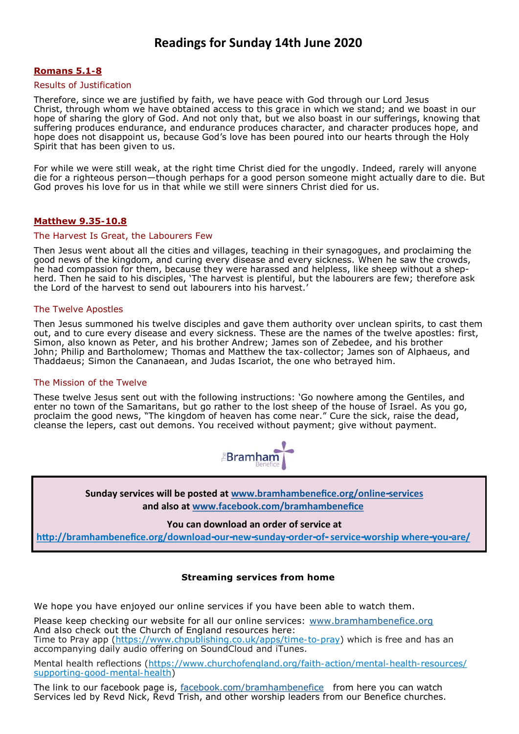# Readings for Sunday 14th June 2020

## Romans 5.1-8

### Results of Justification

Therefore, since we are justified by faith, we have peace with God through our Lord Jesus Christ, through whom we have obtained access to this grace in which we stand; and we boast in our hope of sharing the glory of God. And not only that, but we also boast in our sufferings, knowing that suffering produces endurance, and endurance produces character, and character produces hope, and hope does not disappoint us, because God's love has been poured into our hearts through the Holy Spirit that has been given to us.

For while we were still weak, at the right time Christ died for the ungodly. Indeed, rarely will anyone die for a righteous person—though perhaps for a good person someone might actually dare to die. But God proves his love for us in that while we still were sinners Christ died for us.

## Matthew 9.35-10.8

### The Harvest Is Great, the Labourers Few

Then Jesus went about all the cities and villages, teaching in their synagogues, and proclaiming the good news of the kingdom, and curing every disease and every sickness. When he saw the crowds, he had compassion for them, because they were harassed and helpless, like sheep without a shepherd. Then he said to his disciples, 'The harvest is plentiful, but the labourers are few; therefore ask the Lord of the harvest to send out labourers into his harvest.'

### The Twelve Apostles

Then Jesus summoned his twelve disciples and gave them authority over unclean spirits, to cast them out, and to cure every disease and every sickness. These are the names of the twelve apostles: first, Simon, also known as Peter, and his brother Andrew; James son of Zebedee, and his brother John; Philip and Bartholomew; Thomas and Matthew the tax-collector; James son of Alphaeus, and Thaddaeus; Simon the Cananaean, and Judas Iscariot, the one who betrayed him.

### The Mission of the Twelve

These twelve Jesus sent out with the following instructions: 'Go nowhere among the Gentiles, and enter no town of the Samaritans, but go rather to the lost sheep of the house of Israel. As you go, proclaim the good news, "The kingdom of heaven has come near." Cure the sick, raise the dead, cleanse the lepers, cast out demons. You received without payment; give without payment.

The Bramham Benefice

**Sunday services will be posted at www.bramhambenefice.org/online-services and also at www.facebook.com/bramhambenefice**

**You can download an order of service at http://bramhambenefice.org/download-our-new-sunday-order-of- service-worship where-you-are/**

**Streaming services from home**

We hope you have enjoyed our online services if you have been able to watch them.

Please keep checking our website for all our online services: www.bramhambenefice.org
And also check out the Church of England resources here:
Time to Pray app (https://www.chpublishing.co.uk/apps/time-to-pray) which is free and has an accompanying daily audio offering on SoundCloud and iTunes.

Mental health reflections (https://www.churchofengland.org/faith-action/mental-health-resources/supporting-good-mental-health)

The link to our facebook page is, facebook.com/bramhambenefice from here you can watch Services led by Revd Nick, Revd Trish, and other worship leaders from our Benefice churches.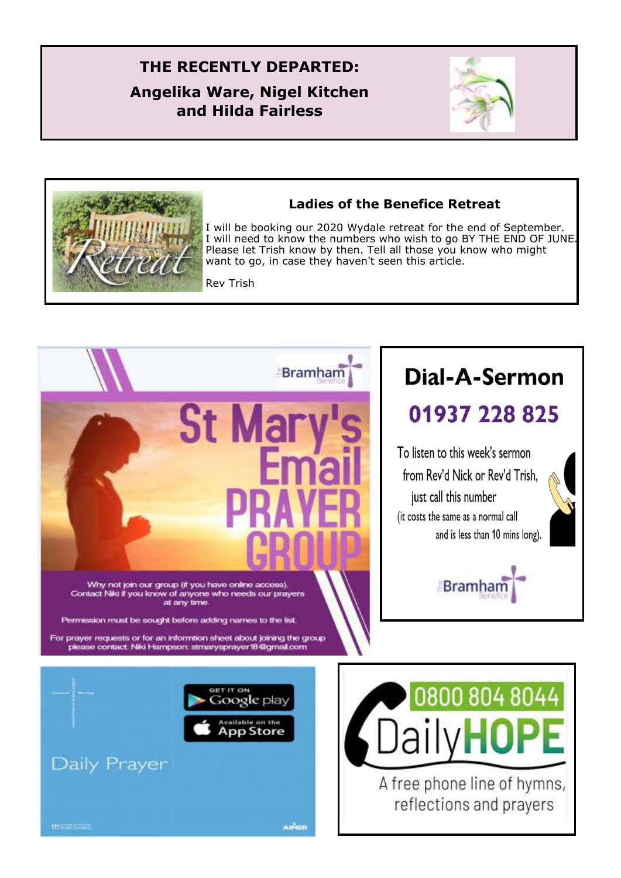## THE RECENTLY DEPARTED:

**Angelika Ware, Nigel Kitchen and Hilda Fairless**

### Ladies of the Benefice Retreat

I will be booking our 2020 Wydale retreat for the end of September. I will need to know the numbers who wish to go BY THE END OF JUNE. Please let Trish know by then. Tell all those you know who might want to go, in case they haven't seen this article.

Rev Trish

### St Mary's Email PRAYER GROUP

Bramham Benefice

Why not join our group (if you have online access). Contact Niki if you know of anyone who needs our prayers at any time.

Permission must be sought before adding names to the list.

For prayer requests or for an informtion sheet about joining the group please contact: Niki Hampson: stmarysprayer18@gmail.com

### Dial-A-Sermon

**01937 228 825**

To listen to this week's sermon from Rev'd Nick or Rev'd Trish, just call this number (it costs the same as a normal call and is less than 10 mins long).

Bramham Benefice

### Daily Prayer

GET IT ON Google play

Available on the App Store

### 0800 804 8044 DailyHOPE

A free phone line of hymns, reflections and prayers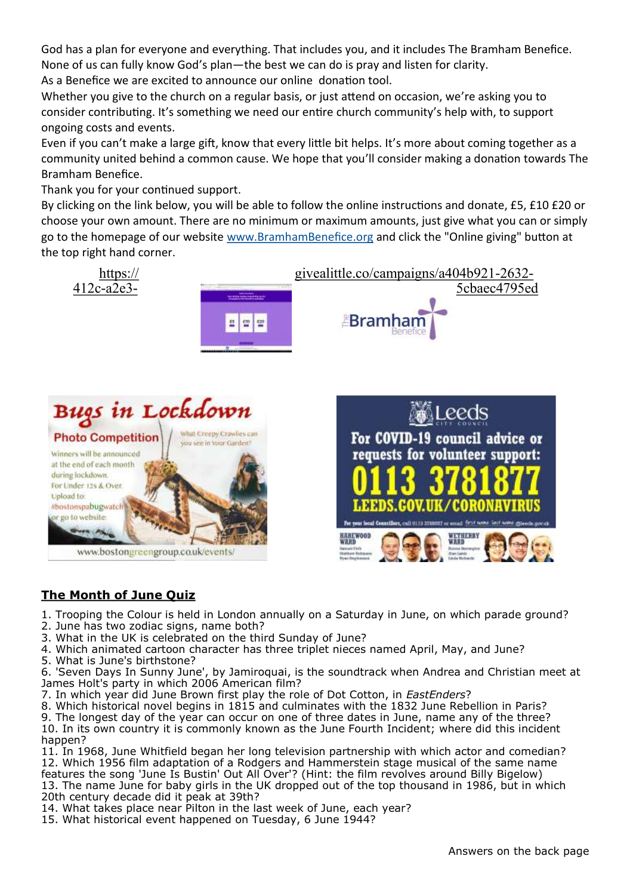God has a plan for everyone and everything. That includes you, and it includes The Bramham Benefice. None of us can fully know God's plan—the best we can do is pray and listen for clarity.

As a Benefice we are excited to announce our online donation tool.

Whether you give to the church on a regular basis, or just attend on occasion, we're asking you to consider contributing. It's something we need our entire church community's help with, to support ongoing costs and events.

Even if you can't make a large gift, know that every little bit helps. It's more about coming together as a community united behind a common cause. We hope that you'll consider making a donation towards The Bramham Benefice.

Thank you for your continued support.

By clicking on the link below, you will be able to follow the online instructions and donate, £5, £10 £20 or choose your own amount. There are no minimum or maximum amounts, just give what you can or simply go to the homepage of our website www.BramhamBenefice.org and click the "Online giving" button at the top right hand corner.

https://givealittle.co/campaigns/a404b921-2632-412c-a2e3-5cbaec4795ed

## The Month of June Quiz

1. Trooping the Colour is held in London annually on a Saturday in June, on which parade ground?
2. June has two zodiac signs, name both?
3. What in the UK is celebrated on the third Sunday of June?
4. Which animated cartoon character has three triplet nieces named April, May, and June?
5. What is June's birthstone?
6. 'Seven Days In Sunny June', by Jamiroquai, is the soundtrack when Andrea and Christian meet at James Holt's party in which 2006 American film?
7. In which year did June Brown first play the role of Dot Cotton, in *EastEnders*?
8. Which historical novel begins in 1815 and culminates with the 1832 June Rebellion in Paris?
9. The longest day of the year can occur on one of three dates in June, name any of the three?
10. In its own country it is commonly known as the June Fourth Incident; where did this incident happen?
11. In 1968, June Whitfield began her long television partnership with which actor and comedian?
12. Which 1956 film adaptation of a Rodgers and Hammerstein stage musical of the same name features the song 'June Is Bustin' Out All Over'? (Hint: the film revolves around Billy Bigelow)
13. The name June for baby girls in the UK dropped out of the top thousand in 1986, but in which 20th century decade did it peak at 39th?
14. What takes place near Pilton in the last week of June, each year?
15. What historical event happened on Tuesday, 6 June 1944?

Answers on the back page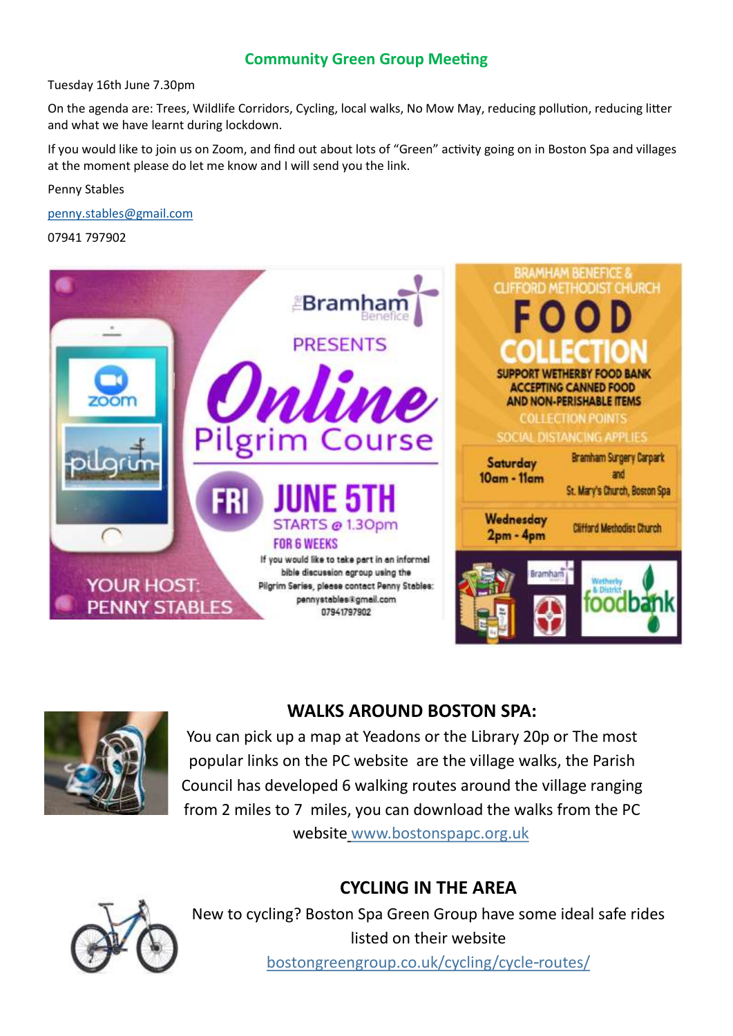## Community Green Group Meeting

Tuesday 16th June 7.30pm

On the agenda are: Trees, Wildlife Corridors, Cycling, local walks, No Mow May, reducing pollution, reducing litter and what we have learnt during lockdown.

If you would like to join us on Zoom, and find out about lots of "Green" activity going on in Boston Spa and villages at the moment please do let me know and I will send you the link.

Penny Stables

penny.stables@gmail.com

07941 797902

The Bramham Benefice

PRESENTS

**Online**

**Pilgrim Course**

FRI JUNE 5TH

STARTS @ 1.30pm

FOR 6 WEEKS

If you would like to take part in an informal bible discussion agroup using the Pilgrim Series, please contact Penny Stables: pennystables@gmail.com 07941797902

YOUR HOST: PENNY STABLES

BRAMHAM BENEFICE & CLIFFORD METHODIST CHURCH

**FOOD COLLECTION**

SUPPORT WETHERBY FOOD BANK ACCEPTING CANNED FOOD AND NON-PERISHABLE ITEMS

COLLECTION POINTS

SOCIAL DISTANCING APPLIES

| | |
|---|---|
| Saturday 10am - 11am | Bramham Surgery Carpark and St. Mary's Church, Boston Spa |
| Wednesday 2pm - 4pm | Clifford Methodist Church |

Wetherby & District foodbank

## WALKS AROUND BOSTON SPA:

You can pick up a map at Yeadons or the Library 20p or The most popular links on the PC website are the village walks, the Parish Council has developed 6 walking routes around the village ranging from 2 miles to 7 miles, you can download the walks from the PC website www.bostonspapc.org.uk

## CYCLING IN THE AREA

New to cycling? Boston Spa Green Group have some ideal safe rides listed on their website bostongreengroup.co.uk/cycling/cycle-routes/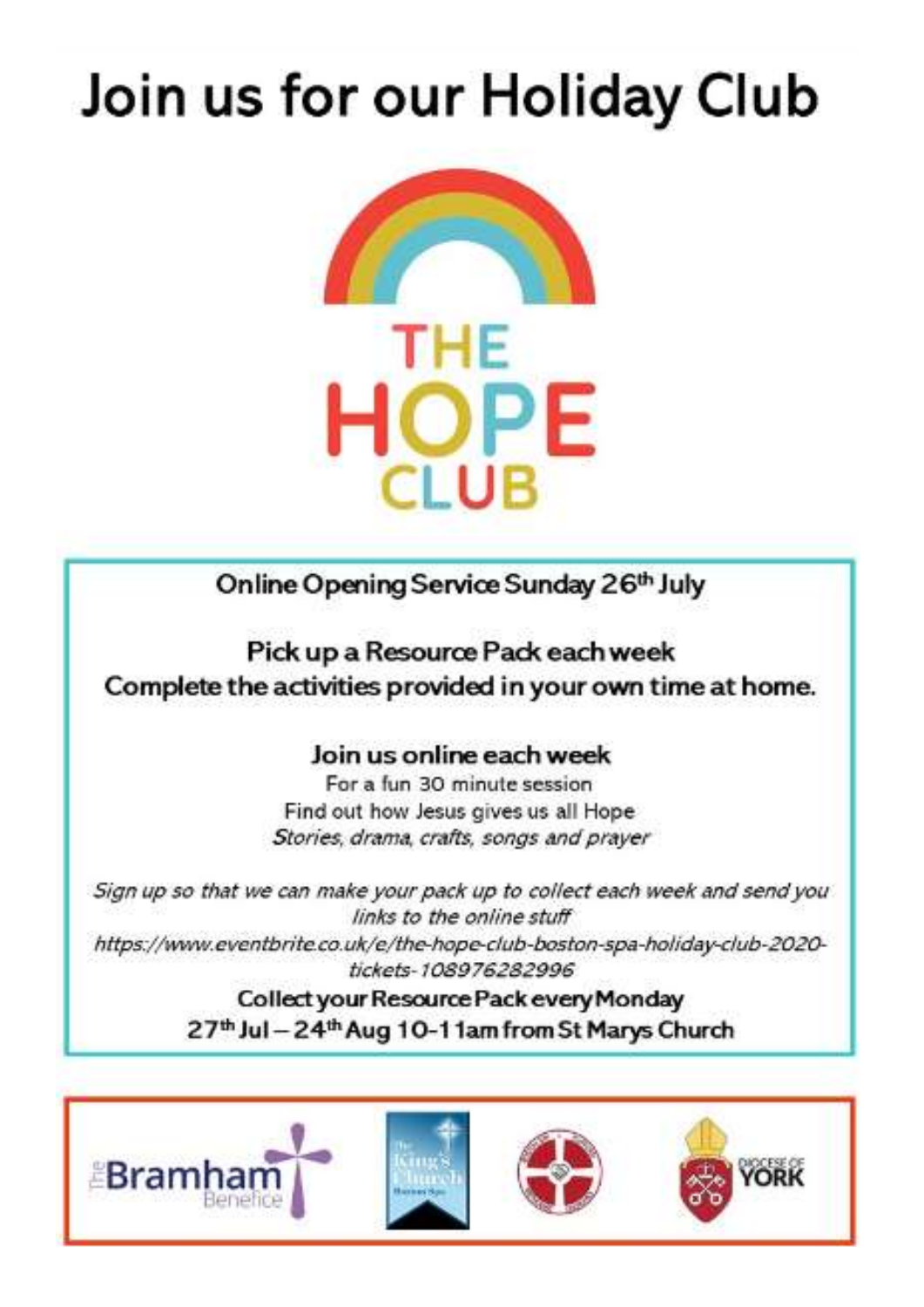# Join us for our Holiday Club

THE HOPE CLUB

**Online Opening Service Sunday 26th July**

**Pick up a Resource Pack each week**
**Complete the activities provided in your own time at home.**

**Join us online each week**

For a fun 30 minute session
Find out how Jesus gives us all Hope
*Stories, drama, crafts, songs and prayer*

*Sign up so that we can make your pack up to collect each week and send you links to the online stuff*
*https://www.eventbrite.co.uk/e/the-hope-club-boston-spa-holiday-club-2020-tickets-108976282996*

**Collect your Resource Pack every Monday**
**27th Jul – 24th Aug 10-11am from St Marys Church**

The Bramham Benefice

The King's Church Boston Spa

Diocese of York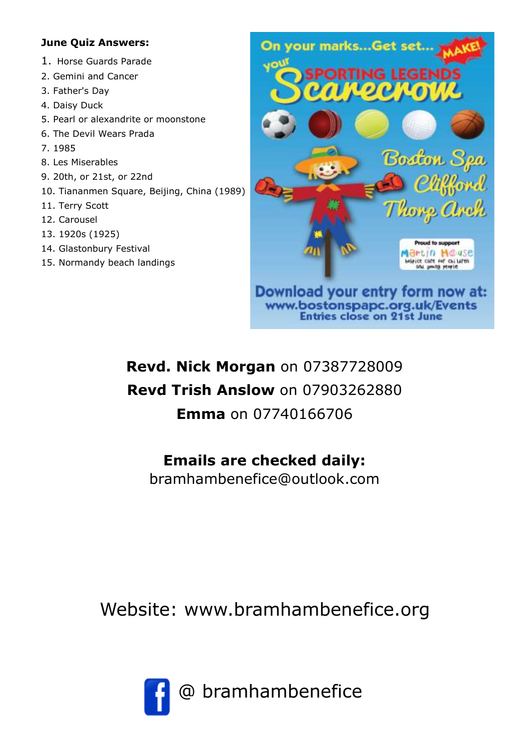**June Quiz Answers:**

1. Horse Guards Parade
2. Gemini and Cancer
3. Father's Day
4. Daisy Duck
5. Pearl or alexandrite or moonstone
6. The Devil Wears Prada
7. 1985
8. Les Miserables
9. 20th, or 21st, or 22nd
10. Tiananmen Square, Beijing, China (1989)
11. Terry Scott
12. Carousel
13. 1920s (1925)
14. Glastonbury Festival
15. Normandy beach landings

On your marks...Get set... MAKE! your SPORTING LEGENDS Scarecrow

Boston Spa Clifford Thorp Arch

Proud to support Martin House hospice care for children and young people

Download your entry form now at: www.bostonspapc.org.uk/Events
Entries close on 21st June

**Revd. Nick Morgan** on 07387728009
**Revd Trish Anslow** on 07903262880
**Emma** on 07740166706

**Emails are checked daily:**
bramhambenefice@outlook.com

Website: www.bramhambenefice.org

@ bramhambenefice